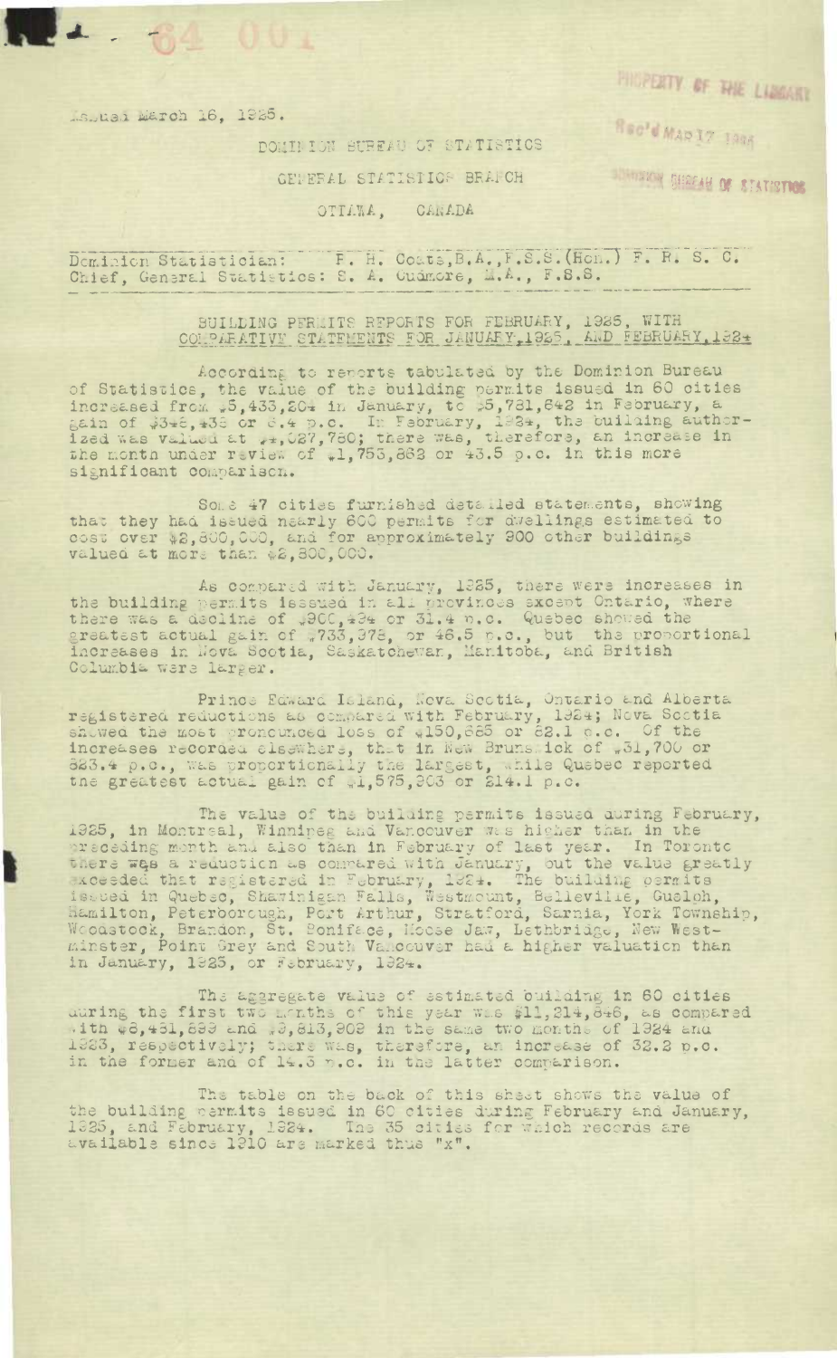Issued March 16, 1925.

DOMINION BUREAU OF STATISTICS

GENERAL STATISTICS BRANCH

OTTAWA, CANADA

Dominion Statistician: R. H. Coats, B.A., F.S.S. (Hon.) F. R. S. C.
Chief, General Statistics: S. A. Cudmore, M.A., F.S.S.

## BUILDING PERMITS REPORTS FOR FEBRUARY, 1925, WITH COMPARATIVE STATEMENTS FOR JANUARY, 1925, AND FEBRUARY, 1924

According to reports tabulated by the Dominion Bureau of Statistics, the value of the building permits issued in 60 cities increased from $5,433,204 in January, to $5,781,642 in February, a gain of $348,438 or 6.4 p.c. In February, 1924, the building authorized was valued at $4,027,780; there was, therefore, an increase in the month under review of $1,753,862 or 43.5 p.c. in this more significant comparison.

Some 47 cities furnished detailed statements, showing that they had issued nearly 600 permits for dwellings estimated to cost over $2,800,000, and for approximately 900 other buildings valued at more than $2,800,000.

As compared with January, 1925, there were increases in the building permits issued in all provinces except Ontario, where there was a decline of $900,494 or 31.4 p.c. Quebec showed the greatest actual gain of $733,378, or 46.5 p.c., but the proportional increases in Nova Scotia, Saskatchewan, Manitoba, and British Columbia were larger.

Prince Edward Island, Nova Scotia, Ontario and Alberta registered reductions as compared with February, 1924; Nova Scotia showed the most pronounced loss of $150,685 or 62.1 p.c. Of the increases recorded elsewhere, that in New Brunswick of $31,700 or 583.4 p.c., was proportionally the largest, while Quebec reported the greatest actual gain of $1,575,903 or 214.1 p.c.

The value of the building permits issued during February, 1925, in Montreal, Winnipeg and Vancouver was higher than in the preceding month and also than in February of last year. In Toronto there was a reduction as compared with January, but the value greatly exceeded that registered in February, 1924. The building permits issued in Quebec, Shawinigan Falls, Westmount, Belleville, Guelph, Hamilton, Peterborough, Port Arthur, Stratford, Sarnia, York Township, Woodstock, Brandon, St. Boniface, Moose Jaw, Lethbridge, New Westminster, Point Grey and South Vancouver had a higher valuation than in January, 1925, or February, 1924.

The aggregate value of estimated building in 60 cities during the first two months of this year was $11,214,846, as compared with $8,481,899 and $9,813,902 in the same two months of 1924 and 1923, respectively; there was, therefore, an increase of 32.2 p.c. in the former and of 14.3 p.c. in the latter comparison.

The table on the back of this sheet shows the value of the building permits issued in 60 cities during February and January, 1925, and February, 1924. The 35 cities for which records are available since 1910 are marked thus "x".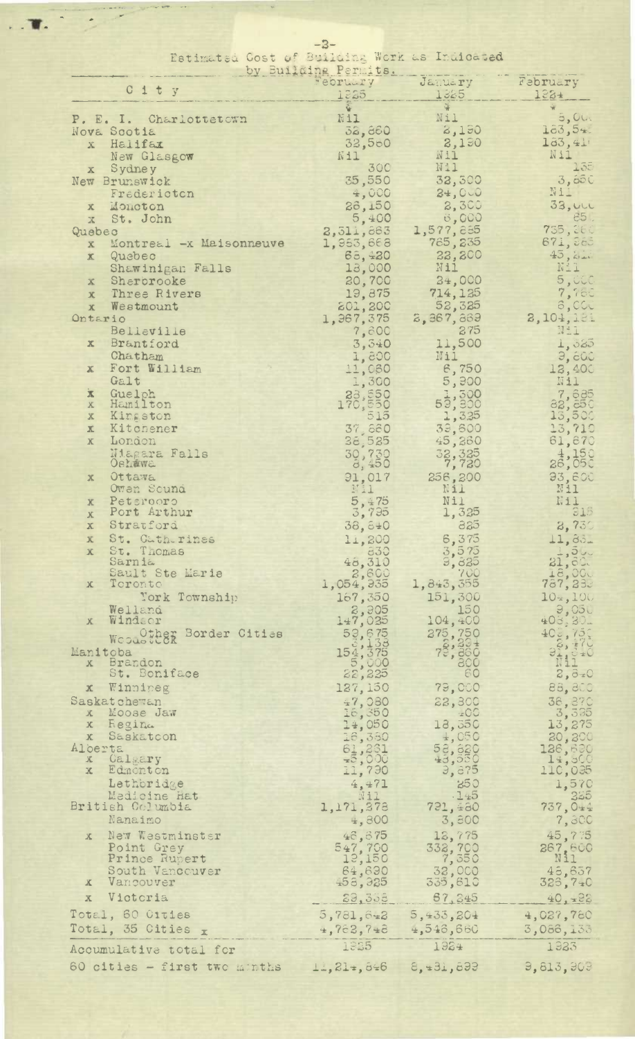Estimated Cost of Building Work as Indicated by Building Permits.

| City | February 1925 | January 1925 | February 1924 |
|---|---|---|---|
| P. E. I. Charlottetown | Nil | Nil | 5,000 |
| Nova Scotia | 32,860 | 2,190 | 183,540 |
| x Halifax | 32,560 | 2,190 | 183,410 |
| New Glasgow | Nil | Nil | Nil |
| x Sydney | 300 | Nil | 135 |
| New Brunswick | 35,550 | 32,300 | 3,850 |
| Fredericton | 4,000 | 24,000 | Nil |
| x Moncton | 26,150 | 2,300 | 33,000 |
| x St. John | 5,400 | 6,000 | 850 |
| Quebec | 2,311,863 | 1,577,885 | 735,260 |
| x Montreal -x Maisonneuve | 1,953,668 | 765,235 | 671,385 |
| x Quebec | 68,420 | 22,200 | 45,210 |
| Shawinigan Falls | 18,000 | Nil | Nil |
| x Sherbrooke | 20,700 | 34,000 | 5,000 |
| x Three Rivers | 19,875 | 714,125 | 7,760 |
| x Westmount | 201,200 | 52,325 | 6,000 |
| Ontario | 1,967,375 | 2,367,869 | 2,104,121 |
| Belleville | 7,800 | 275 | Nil |
| x Brantford | 3,340 | 11,500 | 1,025 |
| Chatham | 1,800 | Nil | 9,800 |
| x Fort William | 11,080 | 6,750 | 12,400 |
| Galt | 1,300 | 5,900 | Nil |
| x Guelph | 23,850 | 1,300 | 7,685 |
| x Hamilton | 170,530 | 53,900 | 82,850 |
| x Kingston | 515 | 1,325 | 13,500 |
| x Kitchener | 37,680 | 33,600 | 13,710 |
| x London | 38,525 | 45,260 | 61,870 |
| Niagara Falls | 30,730 | 32,325 | 4,150 |
| Oshawa | 8,450 | 7,780 | 26,050 |
| x Ottawa | 91,017 | 256,200 | 93,600 |
| Owen Sound | Nil | Nil | Nil |
| x Peterboro | 5,475 | Nil | Nil |
| x Port Arthur | 3,795 | 1,325 | 815 |
| x Stratford | 38,840 | 825 | 2,730 |
| x St. Catharines | 11,200 | 6,375 | 11,831 |
| x St. Thomas | 830 | 3,575 | 1,500 |
| Sarnia | 48,310 | 3,825 | 21,600 |
| Sault Ste Marie | 2,600 | 700 | 18,000 |
| x Toronto | 1,054,935 | 1,843,355 | 787,233 |
| York Township | 167,350 | 151,300 | 104,100 |
| Welland | 2,905 | 150 | 9,050 |
| x Windsor | 147,025 | 104,400 | 408,301 |
| Other Border Cities | 59,675 | 275,750 | 402,735 |
| Woodstock | 3,133 | 2,294 | 2,470 |
| Manitoba | 154,375 | 79,860 | 91,840 |
| x Brandon | 5,000 | 800 | Nil |
| St. Boniface | 22,225 | 60 | 2,840 |
| x Winnipeg | 127,150 | 79,000 | 88,800 |
| Saskatchewan | 47,080 | 22,800 | 38,870 |
| x Moose Jaw | 16,350 | 400 | 3,395 |
| x Regina | 14,050 | 18,350 | 13,275 |
| x Saskatoon | 16,380 | 4,050 | 20,800 |
| Alberta | 61,261 | 52,820 | 126,680 |
| x Calgary | 45,000 | 43,550 | 14,500 |
| x Edmonton | 11,790 | 9,875 | 110,035 |
| Lethbridge | 4,471 | 250 | 1,570 |
| Medicine Hat | Nil | 145 | 325 |
| British Columbia | 1,171,378 | 721,480 | 737,044 |
| Nanaimo | 4,800 | 3,800 | 7,300 |
| x New Westminster | 48,875 | 12,775 | 45,775 |
| Point Grey | 547,700 | 332,700 | 267,600 |
| Prince Rupert | 19,150 | 7,350 | Nil |
| South Vancouver | 64,690 | 32,000 | 45,657 |
| x Vancouver | 456,925 | 335,610 | 328,740 |
| x Victoria | 29,355 | 87,245 | 40,428 |
| Total, 60 Cities | 5,781,642 | 5,433,204 | 4,027,780 |
| Total, 35 Cities x | 4,763,748 | 4,546,660 | 3,066,133 |
| Accumulative total for | 1925 | 1924 | 1923 |
| 60 cities - first two months | 11,214,846 | 8,431,899 | 9,813,909 |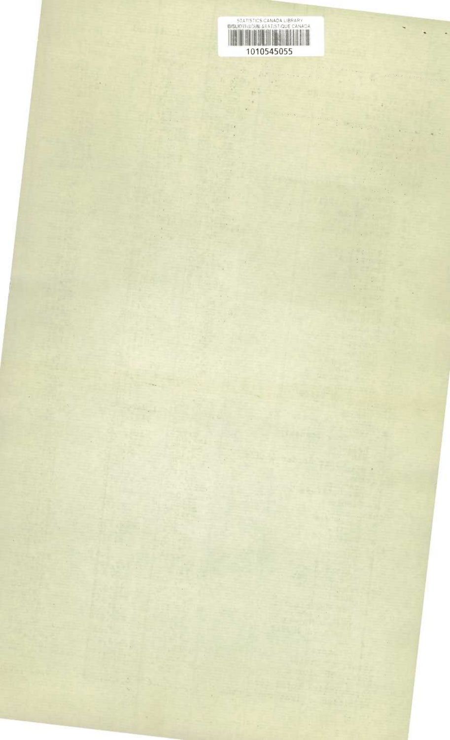STATISTICS CANADA LIBRARY
BIBLIOTHÈQUE STATISTIQUE CANADA

1010545055